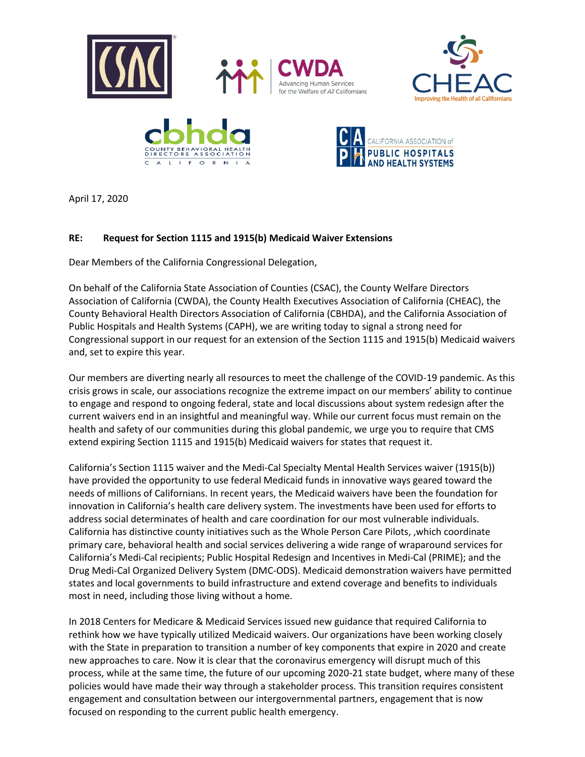April 17, 2020

**RE: Request for Section 1115 and 1915(b) Medicaid Waiver Extensions**

Dear Members of the California Congressional Delegation,

On behalf of the California State Association of Counties (CSAC), the County Welfare Directors Association of California (CWDA), the County Health Executives Association of California (CHEAC), the County Behavioral Health Directors Association of California (CBHDA), and the California Association of Public Hospitals and Health Systems (CAPH), we are writing today to signal a strong need for Congressional support in our request for an extension of the Section 1115 and 1915(b) Medicaid waivers and, set to expire this year.

Our members are diverting nearly all resources to meet the challenge of the COVID-19 pandemic. As this crisis grows in scale, our associations recognize the extreme impact on our members' ability to continue to engage and respond to ongoing federal, state and local discussions about system redesign after the current waivers end in an insightful and meaningful way. While our current focus must remain on the health and safety of our communities during this global pandemic, we urge you to require that CMS extend expiring Section 1115 and 1915(b) Medicaid waivers for states that request it.

California's Section 1115 waiver and the Medi-Cal Specialty Mental Health Services waiver (1915(b)) have provided the opportunity to use federal Medicaid funds in innovative ways geared toward the needs of millions of Californians. In recent years, the Medicaid waivers have been the foundation for innovation in California's health care delivery system. The investments have been used for efforts to address social determinates of health and care coordination for our most vulnerable individuals. California has distinctive county initiatives such as the Whole Person Care Pilots, ,which coordinate primary care, behavioral health and social services delivering a wide range of wraparound services for California's Medi-Cal recipients; Public Hospital Redesign and Incentives in Medi-Cal (PRIME); and the Drug Medi-Cal Organized Delivery System (DMC-ODS). Medicaid demonstration waivers have permitted states and local governments to build infrastructure and extend coverage and benefits to individuals most in need, including those living without a home.

In 2018 Centers for Medicare & Medicaid Services issued new guidance that required California to rethink how we have typically utilized Medicaid waivers. Our organizations have been working closely with the State in preparation to transition a number of key components that expire in 2020 and create new approaches to care. Now it is clear that the coronavirus emergency will disrupt much of this process, while at the same time, the future of our upcoming 2020-21 state budget, where many of these policies would have made their way through a stakeholder process. This transition requires consistent engagement and consultation between our intergovernmental partners, engagement that is now focused on responding to the current public health emergency.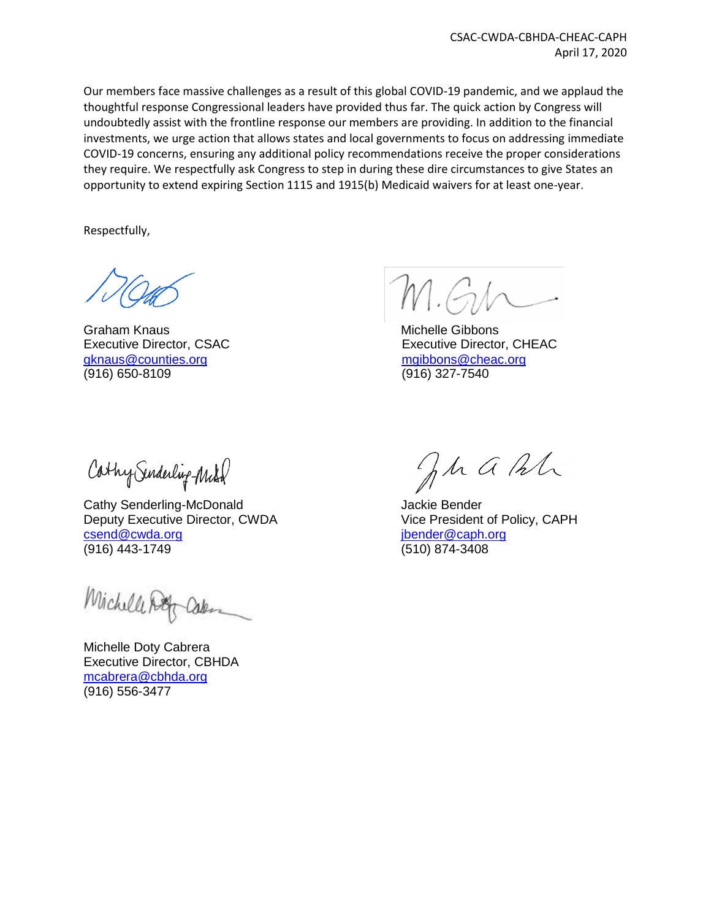Our members face massive challenges as a result of this global COVID-19 pandemic, and we applaud the thoughtful response Congressional leaders have provided thus far. The quick action by Congress will undoubtedly assist with the frontline response our members are providing. In addition to the financial investments, we urge action that allows states and local governments to focus on addressing immediate COVID-19 concerns, ensuring any additional policy recommendations receive the proper considerations they require. We respectfully ask Congress to step in during these dire circumstances to give States an opportunity to extend expiring Section 1115 and 1915(b) Medicaid waivers for at least one-year.

Respectfully,

Graham Knaus
Executive Director, CSAC
gknaus@counties.org
(916) 650-8109

Michelle Gibbons
Executive Director, CHEAC
mgibbons@cheac.org
(916) 327-7540

Cathy Senderling-McDonald
Deputy Executive Director, CWDA
csend@cwda.org
(916) 443-1749

Jackie Bender
Vice President of Policy, CAPH
jbender@caph.org
(510) 874-3408

Michelle Doty Cabrera
Executive Director, CBHDA
mcabrera@cbhda.org
(916) 556-3477